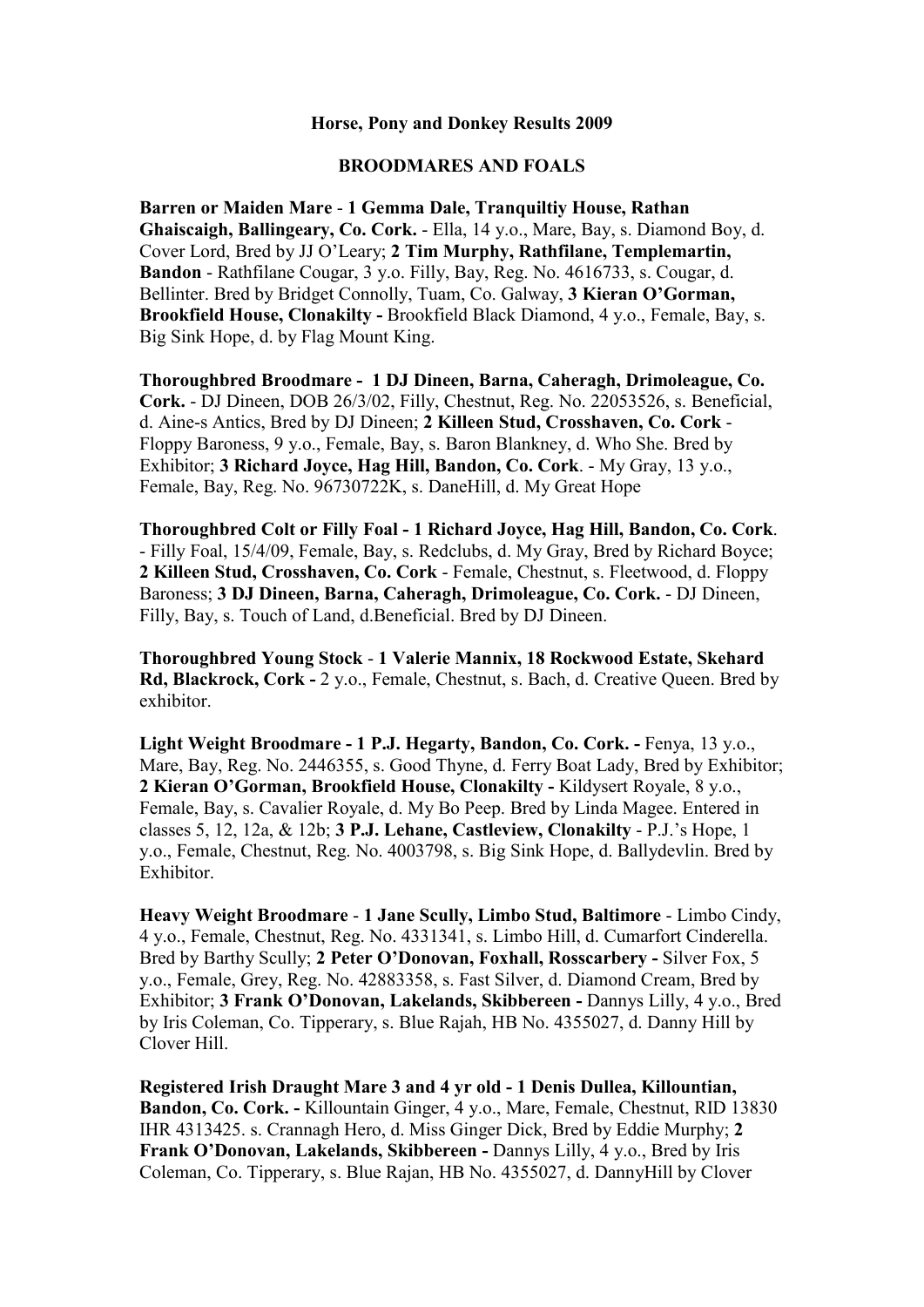**Horse, Pony and Donkey Results 2009**

**BROODMARES AND FOALS**

**Barren or Maiden Mare** - **1 Gemma Dale, Tranquiltiy House, Rathan Ghaiscaigh, Ballingeary, Co. Cork.** - Ella, 14 y.o., Mare, Bay, s. Diamond Boy, d. Cover Lord, Bred by JJ O'Leary; **2 Tim Murphy, Rathfilane, Templemartin, Bandon** - Rathfilane Cougar, 3 y.o. Filly, Bay, Reg. No. 4616733, s. Cougar, d. Bellinter. Bred by Bridget Connolly, Tuam, Co. Galway, **3 Kieran O'Gorman, Brookfield House, Clonakilty -** Brookfield Black Diamond, 4 y.o., Female, Bay, s. Big Sink Hope, d. by Flag Mount King.

**Thoroughbred Broodmare - 1 DJ Dineen, Barna, Caheragh, Drimoleague, Co. Cork.** - DJ Dineen, DOB 26/3/02, Filly, Chestnut, Reg. No. 22053526, s. Beneficial, d. Aine-s Antics, Bred by DJ Dineen; **2 Killeen Stud, Crosshaven, Co. Cork** - Floppy Baroness, 9 y.o., Female, Bay, s. Baron Blankney, d. Who She. Bred by Exhibitor; **3 Richard Joyce, Hag Hill, Bandon, Co. Cork**. - My Gray, 13 y.o., Female, Bay, Reg. No. 96730722K, s. DaneHill, d. My Great Hope

**Thoroughbred Colt or Filly Foal - 1 Richard Joyce, Hag Hill, Bandon, Co. Cork**. - Filly Foal, 15/4/09, Female, Bay, s. Redclubs, d. My Gray, Bred by Richard Boyce; **2 Killeen Stud, Crosshaven, Co. Cork** - Female, Chestnut, s. Fleetwood, d. Floppy Baroness; **3 DJ Dineen, Barna, Caheragh, Drimoleague, Co. Cork.** - DJ Dineen, Filly, Bay, s. Touch of Land, d.Beneficial. Bred by DJ Dineen.

**Thoroughbred Young Stock** - **1 Valerie Mannix, 18 Rockwood Estate, Skehard Rd, Blackrock, Cork -** 2 y.o., Female, Chestnut, s. Bach, d. Creative Queen. Bred by exhibitor.

**Light Weight Broodmare - 1 P.J. Hegarty, Bandon, Co. Cork. -** Fenya, 13 y.o., Mare, Bay, Reg. No. 2446355, s. Good Thyne, d. Ferry Boat Lady, Bred by Exhibitor; **2 Kieran O'Gorman, Brookfield House, Clonakilty -** Kildysert Royale, 8 y.o., Female, Bay, s. Cavalier Royale, d. My Bo Peep. Bred by Linda Magee. Entered in classes 5, 12, 12a, & 12b; **3 P.J. Lehane, Castleview, Clonakilty** - P.J.'s Hope, 1 y.o., Female, Chestnut, Reg. No. 4003798, s. Big Sink Hope, d. Ballydevlin. Bred by Exhibitor.

**Heavy Weight Broodmare** - **1 Jane Scully, Limbo Stud, Baltimore** - Limbo Cindy, 4 y.o., Female, Chestnut, Reg. No. 4331341, s. Limbo Hill, d. Cumarfort Cinderella. Bred by Barthy Scully; **2 Peter O'Donovan, Foxhall, Rosscarbery -** Silver Fox, 5 y.o., Female, Grey, Reg. No. 42883358, s. Fast Silver, d. Diamond Cream, Bred by Exhibitor; **3 Frank O'Donovan, Lakelands, Skibbereen -** Dannys Lilly, 4 y.o., Bred by Iris Coleman, Co. Tipperary, s. Blue Rajah, HB No. 4355027, d. Danny Hill by Clover Hill.

**Registered Irish Draught Mare 3 and 4 yr old - 1 Denis Dullea, Killountian, Bandon, Co. Cork. -** Killountain Ginger, 4 y.o., Mare, Female, Chestnut, RID 13830 IHR 4313425. s. Crannagh Hero, d. Miss Ginger Dick, Bred by Eddie Murphy; **2 Frank O'Donovan, Lakelands, Skibbereen -** Dannys Lilly, 4 y.o., Bred by Iris Coleman, Co. Tipperary, s. Blue Rajan, HB No. 4355027, d. DannyHill by Clover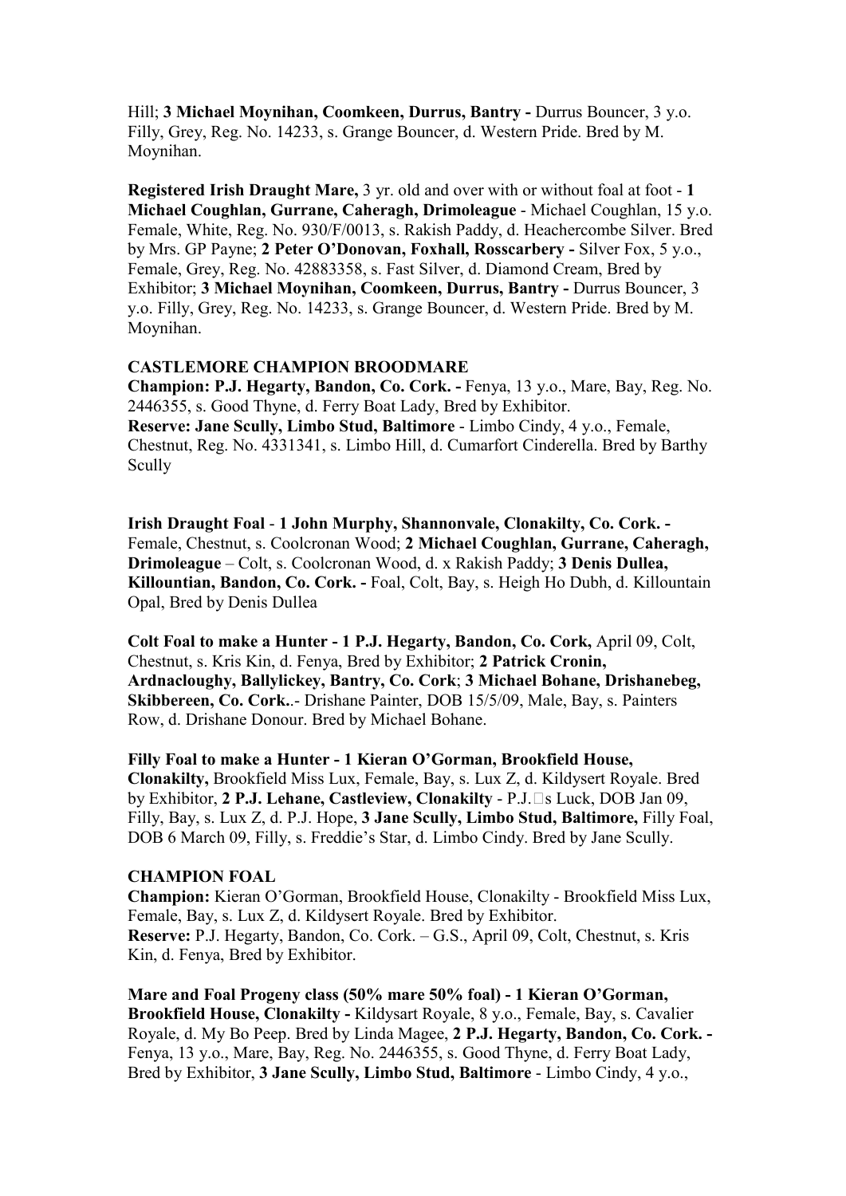Hill; **3 Michael Moynihan, Coomkeen, Durrus, Bantry -** Durrus Bouncer, 3 y.o. Filly, Grey, Reg. No. 14233, s. Grange Bouncer, d. Western Pride. Bred by M. Moynihan.

**Registered Irish Draught Mare,** 3 yr. old and over with or without foal at foot - **1 Michael Coughlan, Gurrane, Caheragh, Drimoleague** - Michael Coughlan, 15 y.o. Female, White, Reg. No. 930/F/0013, s. Rakish Paddy, d. Heachercombe Silver. Bred by Mrs. GP Payne; **2 Peter O'Donovan, Foxhall, Rosscarbery -** Silver Fox, 5 y.o., Female, Grey, Reg. No. 42883358, s. Fast Silver, d. Diamond Cream, Bred by Exhibitor; **3 Michael Moynihan, Coomkeen, Durrus, Bantry -** Durrus Bouncer, 3 y.o. Filly, Grey, Reg. No. 14233, s. Grange Bouncer, d. Western Pride. Bred by M. Moynihan.

**CASTLEMORE CHAMPION BROODMARE**
**Champion: P.J. Hegarty, Bandon, Co. Cork. -** Fenya, 13 y.o., Mare, Bay, Reg. No. 2446355, s. Good Thyne, d. Ferry Boat Lady, Bred by Exhibitor.
**Reserve: Jane Scully, Limbo Stud, Baltimore** - Limbo Cindy, 4 y.o., Female, Chestnut, Reg. No. 4331341, s. Limbo Hill, d. Cumarfort Cinderella. Bred by Barthy Scully

**Irish Draught Foal** - **1 John Murphy, Shannonvale, Clonakilty, Co. Cork. -** Female, Chestnut, s. Coolcronan Wood; **2 Michael Coughlan, Gurrane, Caheragh, Drimoleague** – Colt, s. Coolcronan Wood, d. x Rakish Paddy; **3 Denis Dullea, Killountian, Bandon, Co. Cork. -** Foal, Colt, Bay, s. Heigh Ho Dubh, d. Killountain Opal, Bred by Denis Dullea

**Colt Foal to make a Hunter - 1 P.J. Hegarty, Bandon, Co. Cork,** April 09, Colt, Chestnut, s. Kris Kin, d. Fenya, Bred by Exhibitor; **2 Patrick Cronin, Ardnacloughy, Ballylickey, Bantry, Co. Cork**; **3 Michael Bohane, Drishanebeg, Skibbereen, Co. Cork.**.- Drishane Painter, DOB 15/5/09, Male, Bay, s. Painters Row, d. Drishane Donour. Bred by Michael Bohane.

**Filly Foal to make a Hunter - 1 Kieran O'Gorman, Brookfield House, Clonakilty,** Brookfield Miss Lux, Female, Bay, s. Lux Z, d. Kildysert Royale. Bred by Exhibitor, **2 P.J. Lehane, Castleview, Clonakilty** - P.J.'s Luck, DOB Jan 09, Filly, Bay, s. Lux Z, d. P.J. Hope, **3 Jane Scully, Limbo Stud, Baltimore,** Filly Foal, DOB 6 March 09, Filly, s. Freddie's Star, d. Limbo Cindy. Bred by Jane Scully.

**CHAMPION FOAL**
**Champion:** Kieran O'Gorman, Brookfield House, Clonakilty - Brookfield Miss Lux, Female, Bay, s. Lux Z, d. Kildysert Royale. Bred by Exhibitor.
**Reserve:** P.J. Hegarty, Bandon, Co. Cork. – G.S., April 09, Colt, Chestnut, s. Kris Kin, d. Fenya, Bred by Exhibitor.

**Mare and Foal Progeny class (50% mare 50% foal) - 1 Kieran O'Gorman, Brookfield House, Clonakilty -** Kildysart Royale, 8 y.o., Female, Bay, s. Cavalier Royale, d. My Bo Peep. Bred by Linda Magee, **2 P.J. Hegarty, Bandon, Co. Cork. -** Fenya, 13 y.o., Mare, Bay, Reg. No. 2446355, s. Good Thyne, d. Ferry Boat Lady, Bred by Exhibitor, **3 Jane Scully, Limbo Stud, Baltimore** - Limbo Cindy, 4 y.o.,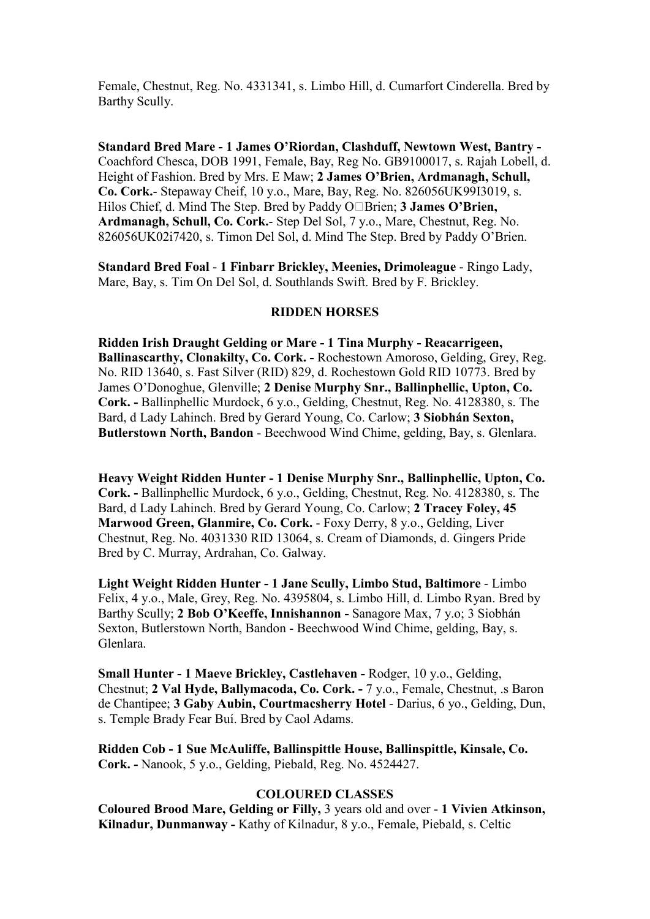Female, Chestnut, Reg. No. 4331341, s. Limbo Hill, d. Cumarfort Cinderella. Bred by Barthy Scully.

**Standard Bred Mare - 1 James O'Riordan, Clashduff, Newtown West, Bantry -** Coachford Chesca, DOB 1991, Female, Bay, Reg No. GB9100017, s. Rajah Lobell, d. Height of Fashion. Bred by Mrs. E Maw; **2 James O'Brien, Ardmanagh, Schull, Co. Cork.**- Stepaway Cheif, 10 y.o., Mare, Bay, Reg. No. 826056UK99I3019, s. Hilos Chief, d. Mind The Step. Bred by Paddy O□Brien; **3 James O'Brien, Ardmanagh, Schull, Co. Cork.**- Step Del Sol, 7 y.o., Mare, Chestnut, Reg. No. 826056UK02i7420, s. Timon Del Sol, d. Mind The Step. Bred by Paddy O'Brien.

**Standard Bred Foal** - **1 Finbarr Brickley, Meenies, Drimoleague** - Ringo Lady, Mare, Bay, s. Tim On Del Sol, d. Southlands Swift. Bred by F. Brickley.

## RIDDEN HORSES

**Ridden Irish Draught Gelding or Mare - 1 Tina Murphy - Reacarrigeen, Ballinascarthy, Clonakilty, Co. Cork. -** Rochestown Amoroso, Gelding, Grey, Reg. No. RID 13640, s. Fast Silver (RID) 829, d. Rochestown Gold RID 10773. Bred by James O'Donoghue, Glenville; **2 Denise Murphy Snr., Ballinphellic, Upton, Co. Cork. -** Ballinphellic Murdock, 6 y.o., Gelding, Chestnut, Reg. No. 4128380, s. The Bard, d Lady Lahinch. Bred by Gerard Young, Co. Carlow; **3 Siobhán Sexton, Butlerstown North, Bandon** - Beechwood Wind Chime, gelding, Bay, s. Glenlara.

**Heavy Weight Ridden Hunter - 1 Denise Murphy Snr., Ballinphellic, Upton, Co. Cork. -** Ballinphellic Murdock, 6 y.o., Gelding, Chestnut, Reg. No. 4128380, s. The Bard, d Lady Lahinch. Bred by Gerard Young, Co. Carlow; **2 Tracey Foley, 45 Marwood Green, Glanmire, Co. Cork.** - Foxy Derry, 8 y.o., Gelding, Liver Chestnut, Reg. No. 4031330 RID 13064, s. Cream of Diamonds, d. Gingers Pride Bred by C. Murray, Ardrahan, Co. Galway.

**Light Weight Ridden Hunter - 1 Jane Scully, Limbo Stud, Baltimore** - Limbo Felix, 4 y.o., Male, Grey, Reg. No. 4395804, s. Limbo Hill, d. Limbo Ryan. Bred by Barthy Scully; **2 Bob O'Keeffe, Innishannon -** Sanagore Max, 7 y.o; 3 Siobhán Sexton, Butlerstown North, Bandon - Beechwood Wind Chime, gelding, Bay, s. Glenlara.

**Small Hunter - 1 Maeve Brickley, Castlehaven -** Rodger, 10 y.o., Gelding, Chestnut; **2 Val Hyde, Ballymacoda, Co. Cork. -** 7 y.o., Female, Chestnut, .s Baron de Chantipee; **3 Gaby Aubin, Courtmacsherry Hotel** - Darius, 6 yo., Gelding, Dun, s. Temple Brady Fear Buí. Bred by Caol Adams.

**Ridden Cob - 1 Sue McAuliffe, Ballinspittle House, Ballinspittle, Kinsale, Co. Cork. -** Nanook, 5 y.o., Gelding, Piebald, Reg. No. 4524427.

## COLOURED CLASSES

**Coloured Brood Mare, Gelding or Filly,** 3 years old and over - **1 Vivien Atkinson, Kilnadur, Dunmanway -** Kathy of Kilnadur, 8 y.o., Female, Piebald, s. Celtic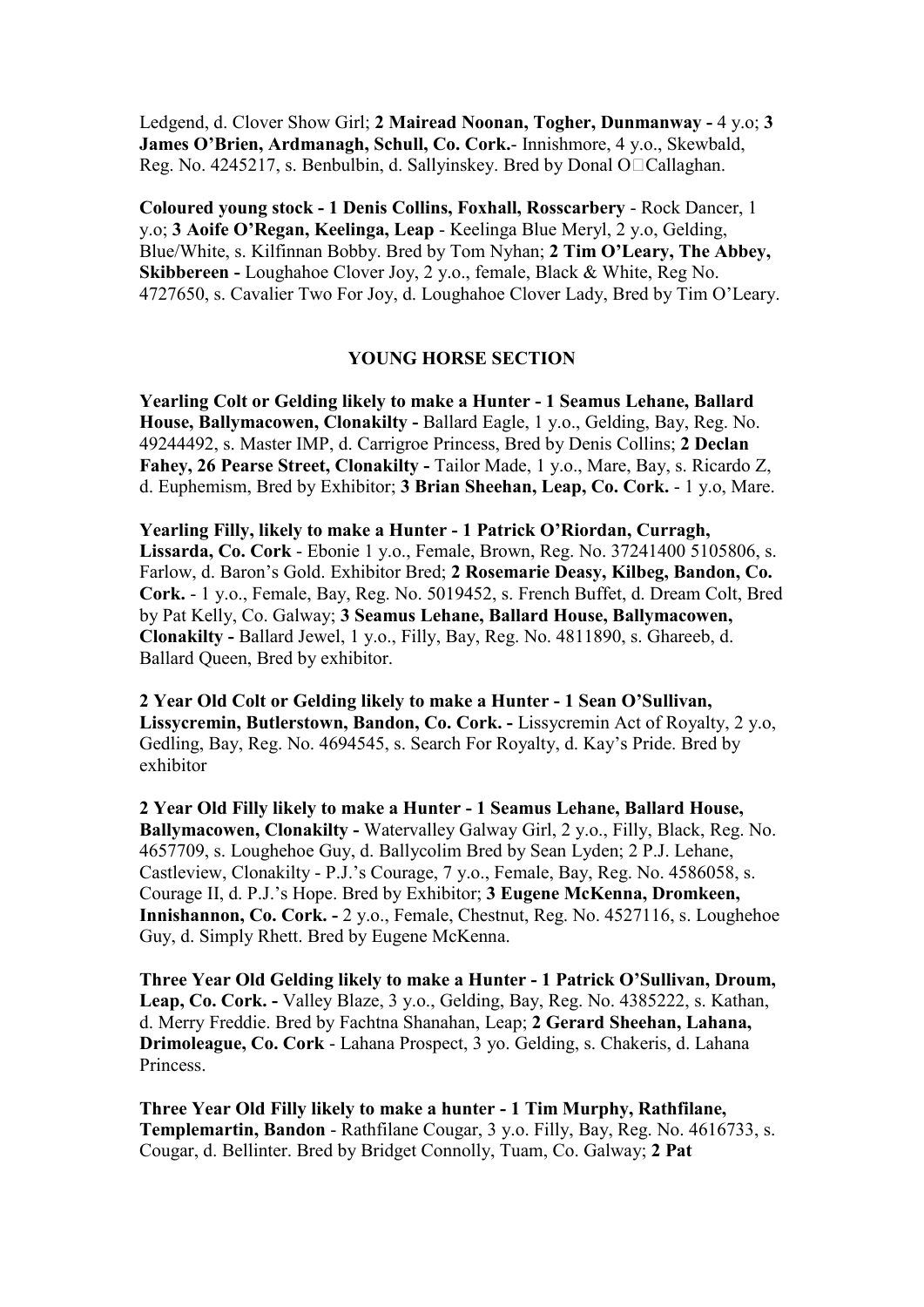Ledgend, d. Clover Show Girl; **2 Mairead Noonan, Togher, Dunmanway -** 4 y.o; **3 James O'Brien, Ardmanagh, Schull, Co. Cork.**- Innishmore, 4 y.o., Skewbald, Reg. No. 4245217, s. Benbulbin, d. Sallyinskey. Bred by Donal O□Callaghan.

**Coloured young stock - 1 Denis Collins, Foxhall, Rosscarbery** - Rock Dancer, 1 y.o; **3 Aoife O'Regan, Keelinga, Leap** - Keelinga Blue Meryl, 2 y.o, Gelding, Blue/White, s. Kilfinnan Bobby. Bred by Tom Nyhan; **2 Tim O'Leary, The Abbey, Skibbereen -** Loughahoe Clover Joy, 2 y.o., female, Black & White, Reg No. 4727650, s. Cavalier Two For Joy, d. Loughahoe Clover Lady, Bred by Tim O'Leary.

## YOUNG HORSE SECTION

**Yearling Colt or Gelding likely to make a Hunter - 1 Seamus Lehane, Ballard House, Ballymacowen, Clonakilty -** Ballard Eagle, 1 y.o., Gelding, Bay, Reg. No. 49244492, s. Master IMP, d. Carrigroe Princess, Bred by Denis Collins; **2 Declan Fahey, 26 Pearse Street, Clonakilty -** Tailor Made, 1 y.o., Mare, Bay, s. Ricardo Z, d. Euphemism, Bred by Exhibitor; **3 Brian Sheehan, Leap, Co. Cork.** - 1 y.o, Mare.

**Yearling Filly, likely to make a Hunter - 1 Patrick O'Riordan, Curragh, Lissarda, Co. Cork** - Ebonie 1 y.o., Female, Brown, Reg. No. 37241400 5105806, s. Farlow, d. Baron's Gold. Exhibitor Bred; **2 Rosemarie Deasy, Kilbeg, Bandon, Co. Cork.** - 1 y.o., Female, Bay, Reg. No. 5019452, s. French Buffet, d. Dream Colt, Bred by Pat Kelly, Co. Galway; **3 Seamus Lehane, Ballard House, Ballymacowen, Clonakilty -** Ballard Jewel, 1 y.o., Filly, Bay, Reg. No. 4811890, s. Ghareeb, d. Ballard Queen, Bred by exhibitor.

**2 Year Old Colt or Gelding likely to make a Hunter - 1 Sean O'Sullivan, Lissycremin, Butlerstown, Bandon, Co. Cork. -** Lissycremin Act of Royalty, 2 y.o, Gedling, Bay, Reg. No. 4694545, s. Search For Royalty, d. Kay's Pride. Bred by exhibitor

**2 Year Old Filly likely to make a Hunter - 1 Seamus Lehane, Ballard House, Ballymacowen, Clonakilty -** Watervalley Galway Girl, 2 y.o., Filly, Black, Reg. No. 4657709, s. Loughehoe Guy, d. Ballycolim Bred by Sean Lyden; 2 P.J. Lehane, Castleview, Clonakilty - P.J.'s Courage, 7 y.o., Female, Bay, Reg. No. 4586058, s. Courage II, d. P.J.'s Hope. Bred by Exhibitor; **3 Eugene McKenna, Dromkeen, Innishannon, Co. Cork. -** 2 y.o., Female, Chestnut, Reg. No. 4527116, s. Loughehoe Guy, d. Simply Rhett. Bred by Eugene McKenna.

**Three Year Old Gelding likely to make a Hunter - 1 Patrick O'Sullivan, Droum, Leap, Co. Cork. -** Valley Blaze, 3 y.o., Gelding, Bay, Reg. No. 4385222, s. Kathan, d. Merry Freddie. Bred by Fachtna Shanahan, Leap; **2 Gerard Sheehan, Lahana, Drimoleague, Co. Cork** - Lahana Prospect, 3 yo. Gelding, s. Chakeris, d. Lahana Princess.

**Three Year Old Filly likely to make a hunter - 1 Tim Murphy, Rathfilane, Templemartin, Bandon** - Rathfilane Cougar, 3 y.o. Filly, Bay, Reg. No. 4616733, s. Cougar, d. Bellinter. Bred by Bridget Connolly, Tuam, Co. Galway; **2 Pat**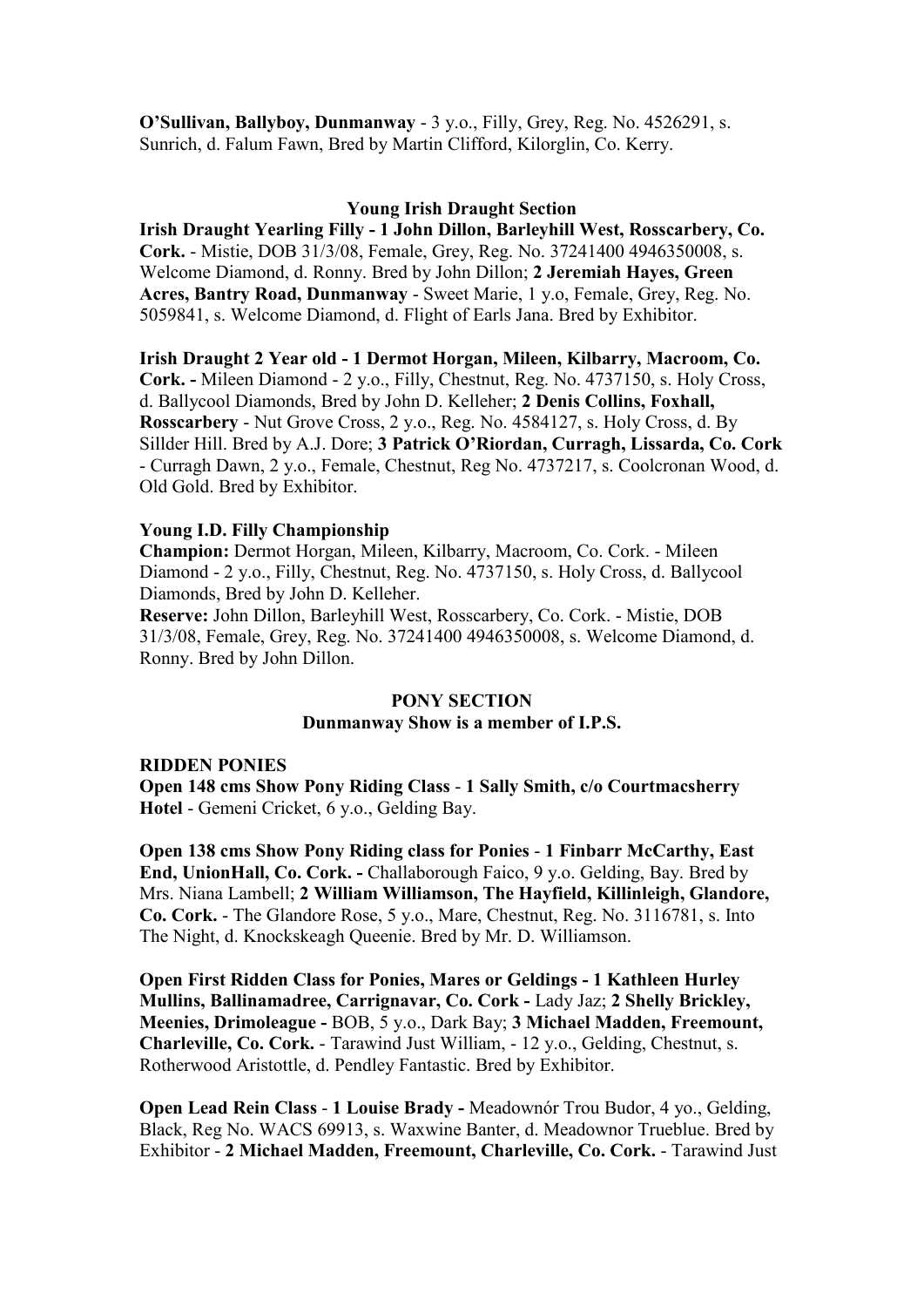**O'Sullivan, Ballyboy, Dunmanway** - 3 y.o., Filly, Grey, Reg. No. 4526291, s. Sunrich, d. Falum Fawn, Bred by Martin Clifford, Kilorglin, Co. Kerry.

### Young Irish Draught Section

**Irish Draught Yearling Filly - 1 John Dillon, Barleyhill West, Rosscarbery, Co. Cork.** - Mistie, DOB 31/3/08, Female, Grey, Reg. No. 37241400 4946350008, s. Welcome Diamond, d. Ronny. Bred by John Dillon; **2 Jeremiah Hayes, Green Acres, Bantry Road, Dunmanway** - Sweet Marie, 1 y.o, Female, Grey, Reg. No. 5059841, s. Welcome Diamond, d. Flight of Earls Jana. Bred by Exhibitor.

**Irish Draught 2 Year old - 1 Dermot Horgan, Mileen, Kilbarry, Macroom, Co. Cork. -** Mileen Diamond - 2 y.o., Filly, Chestnut, Reg. No. 4737150, s. Holy Cross, d. Ballycool Diamonds, Bred by John D. Kelleher; **2 Denis Collins, Foxhall, Rosscarbery** - Nut Grove Cross, 2 y.o., Reg. No. 4584127, s. Holy Cross, d. By Sillder Hill. Bred by A.J. Dore; **3 Patrick O'Riordan, Curragh, Lissarda, Co. Cork** - Curragh Dawn, 2 y.o., Female, Chestnut, Reg No. 4737217, s. Coolcronan Wood, d. Old Gold. Bred by Exhibitor.

**Young I.D. Filly Championship**

**Champion:** Dermot Horgan, Mileen, Kilbarry, Macroom, Co. Cork. - Mileen Diamond - 2 y.o., Filly, Chestnut, Reg. No. 4737150, s. Holy Cross, d. Ballycool Diamonds, Bred by John D. Kelleher.

**Reserve:** John Dillon, Barleyhill West, Rosscarbery, Co. Cork. - Mistie, DOB 31/3/08, Female, Grey, Reg. No. 37241400 4946350008, s. Welcome Diamond, d. Ronny. Bred by John Dillon.

## PONY SECTION

**Dunmanway Show is a member of I.P.S.**

**RIDDEN PONIES**

**Open 148 cms Show Pony Riding Class** - **1 Sally Smith, c/o Courtmacsherry Hotel** - Gemeni Cricket, 6 y.o., Gelding Bay.

**Open 138 cms Show Pony Riding class for Ponies** - **1 Finbarr McCarthy, East End, UnionHall, Co. Cork. -** Challaborough Faico, 9 y.o. Gelding, Bay. Bred by Mrs. Niana Lambell; **2 William Williamson, The Hayfield, Killinleigh, Glandore, Co. Cork.** - The Glandore Rose, 5 y.o., Mare, Chestnut, Reg. No. 3116781, s. Into The Night, d. Knockskeagh Queenie. Bred by Mr. D. Williamson.

**Open First Ridden Class for Ponies, Mares or Geldings - 1 Kathleen Hurley Mullins, Ballinamadree, Carrignavar, Co. Cork -** Lady Jaz; **2 Shelly Brickley, Meenies, Drimoleague -** BOB, 5 y.o., Dark Bay; **3 Michael Madden, Freemount, Charleville, Co. Cork.** - Tarawind Just William, - 12 y.o., Gelding, Chestnut, s. Rotherwood Aristottle, d. Pendley Fantastic. Bred by Exhibitor.

**Open Lead Rein Class** - **1 Louise Brady -** Meadownór Trou Budor, 4 yo., Gelding, Black, Reg No. WACS 69913, s. Waxwine Banter, d. Meadownor Trueblue. Bred by Exhibitor - **2 Michael Madden, Freemount, Charleville, Co. Cork.** - Tarawind Just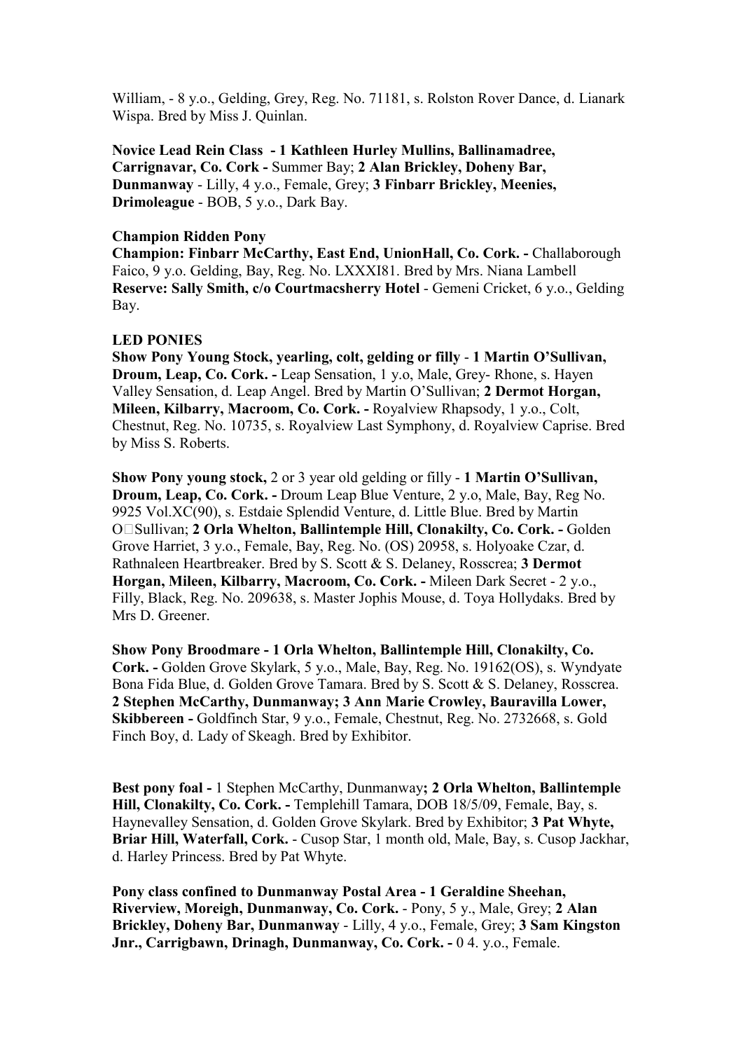William, - 8 y.o., Gelding, Grey, Reg. No. 71181, s. Rolston Rover Dance, d. Lianark Wispa. Bred by Miss J. Quinlan.

**Novice Lead Rein Class - 1 Kathleen Hurley Mullins, Ballinamadree, Carrignavar, Co. Cork -** Summer Bay; **2 Alan Brickley, Doheny Bar, Dunmanway** - Lilly, 4 y.o., Female, Grey; **3 Finbarr Brickley, Meenies, Drimoleague** - BOB, 5 y.o., Dark Bay.

**Champion Ridden Pony**
**Champion: Finbarr McCarthy, East End, UnionHall, Co. Cork. -** Challaborough Faico, 9 y.o. Gelding, Bay, Reg. No. LXXXI81. Bred by Mrs. Niana Lambell
**Reserve: Sally Smith, c/o Courtmacsherry Hotel** - Gemeni Cricket, 6 y.o., Gelding Bay.

**LED PONIES**
**Show Pony Young Stock, yearling, colt, gelding or filly** - **1 Martin O'Sullivan, Droum, Leap, Co. Cork. -** Leap Sensation, 1 y.o, Male, Grey- Rhone, s. Hayen Valley Sensation, d. Leap Angel. Bred by Martin O'Sullivan; **2 Dermot Horgan, Mileen, Kilbarry, Macroom, Co. Cork. -** Royalview Rhapsody, 1 y.o., Colt, Chestnut, Reg. No. 10735, s. Royalview Last Symphony, d. Royalview Caprise. Bred by Miss S. Roberts.

**Show Pony young stock,** 2 or 3 year old gelding or filly - **1 Martin O'Sullivan, Droum, Leap, Co. Cork. -** Droum Leap Blue Venture, 2 y.o, Male, Bay, Reg No. 9925 Vol.XC(90), s. Estdaie Splendid Venture, d. Little Blue. Bred by Martin O'Sullivan; **2 Orla Whelton, Ballintemple Hill, Clonakilty, Co. Cork. -** Golden Grove Harriet, 3 y.o., Female, Bay, Reg. No. (OS) 20958, s. Holyoake Czar, d. Rathnaleen Heartbreaker. Bred by S. Scott & S. Delaney, Rosscrea; **3 Dermot Horgan, Mileen, Kilbarry, Macroom, Co. Cork. -** Mileen Dark Secret - 2 y.o., Filly, Black, Reg. No. 209638, s. Master Jophis Mouse, d. Toya Hollydaks. Bred by Mrs D. Greener.

**Show Pony Broodmare - 1 Orla Whelton, Ballintemple Hill, Clonakilty, Co. Cork. -** Golden Grove Skylark, 5 y.o., Male, Bay, Reg. No. 19162(OS), s. Wyndyate Bona Fida Blue, d. Golden Grove Tamara. Bred by S. Scott & S. Delaney, Rosscrea. **2 Stephen McCarthy, Dunmanway; 3 Ann Marie Crowley, Bauravilla Lower, Skibbereen -** Goldfinch Star, 9 y.o., Female, Chestnut, Reg. No. 2732668, s. Gold Finch Boy, d. Lady of Skeagh. Bred by Exhibitor.

**Best pony foal -** 1 Stephen McCarthy, Dunmanway**; 2 Orla Whelton, Ballintemple Hill, Clonakilty, Co. Cork. -** Templehill Tamara, DOB 18/5/09, Female, Bay, s. Haynevalley Sensation, d. Golden Grove Skylark. Bred by Exhibitor; **3 Pat Whyte, Briar Hill, Waterfall, Cork.** - Cusop Star, 1 month old, Male, Bay, s. Cusop Jackhar, d. Harley Princess. Bred by Pat Whyte.

**Pony class confined to Dunmanway Postal Area - 1 Geraldine Sheehan, Riverview, Moreigh, Dunmanway, Co. Cork.** - Pony, 5 y., Male, Grey; **2 Alan Brickley, Doheny Bar, Dunmanway** - Lilly, 4 y.o., Female, Grey; **3 Sam Kingston Jnr., Carrigbawn, Drinagh, Dunmanway, Co. Cork. -** 0 4. y.o., Female.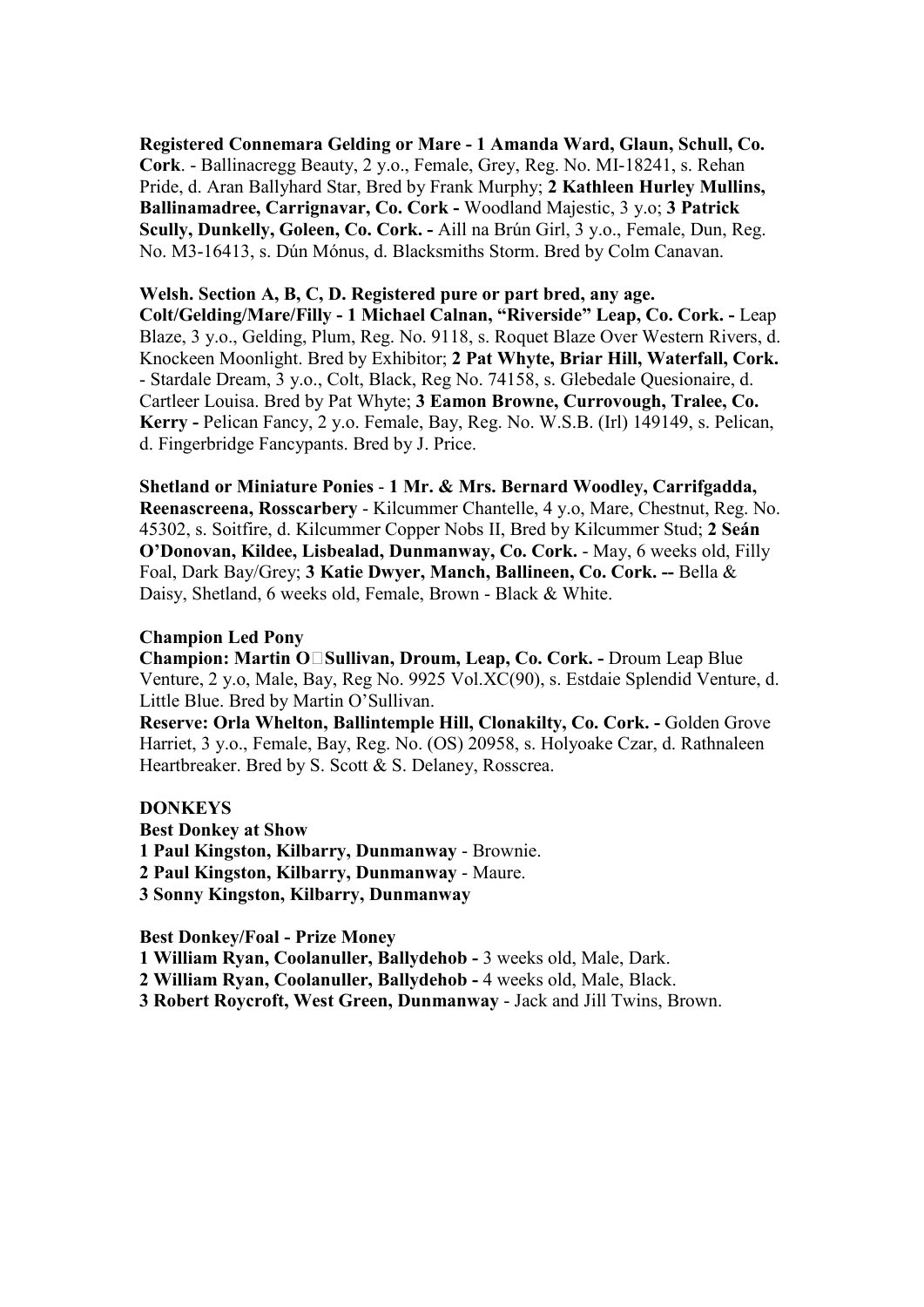**Registered Connemara Gelding or Mare - 1 Amanda Ward, Glaun, Schull, Co. Cork**. - Ballinacregg Beauty, 2 y.o., Female, Grey, Reg. No. MI-18241, s. Rehan Pride, d. Aran Ballyhard Star, Bred by Frank Murphy; **2 Kathleen Hurley Mullins, Ballinamadree, Carrignavar, Co. Cork -** Woodland Majestic, 3 y.o; **3 Patrick Scully, Dunkelly, Goleen, Co. Cork. -** Aill na Brún Girl, 3 y.o., Female, Dun, Reg. No. M3-16413, s. Dún Mónus, d. Blacksmiths Storm. Bred by Colm Canavan.

**Welsh. Section A, B, C, D. Registered pure or part bred, any age. Colt/Gelding/Mare/Filly - 1 Michael Calnan, "Riverside" Leap, Co. Cork. -** Leap Blaze, 3 y.o., Gelding, Plum, Reg. No. 9118, s. Roquet Blaze Over Western Rivers, d. Knockeen Moonlight. Bred by Exhibitor; **2 Pat Whyte, Briar Hill, Waterfall, Cork.** - Stardale Dream, 3 y.o., Colt, Black, Reg No. 74158, s. Glebedale Quesionaire, d. Cartleer Louisa. Bred by Pat Whyte; **3 Eamon Browne, Currovough, Tralee, Co. Kerry -** Pelican Fancy, 2 y.o. Female, Bay, Reg. No. W.S.B. (Irl) 149149, s. Pelican, d. Fingerbridge Fancypants. Bred by J. Price.

**Shetland or Miniature Ponies** - **1 Mr. & Mrs. Bernard Woodley, Carrifgadda, Reenascreena, Rosscarbery** - Kilcummer Chantelle, 4 y.o, Mare, Chestnut, Reg. No. 45302, s. Soitfire, d. Kilcummer Copper Nobs II, Bred by Kilcummer Stud; **2 Seán O'Donovan, Kildee, Lisbealad, Dunmanway, Co. Cork.** - May, 6 weeks old, Filly Foal, Dark Bay/Grey; **3 Katie Dwyer, Manch, Ballineen, Co. Cork. --** Bella & Daisy, Shetland, 6 weeks old, Female, Brown - Black & White.

**Champion Led Pony**

**Champion: Martin O'Sullivan, Droum, Leap, Co. Cork. -** Droum Leap Blue Venture, 2 y.o, Male, Bay, Reg No. 9925 Vol.XC(90), s. Estdaie Splendid Venture, d. Little Blue. Bred by Martin O'Sullivan.

**Reserve: Orla Whelton, Ballintemple Hill, Clonakilty, Co. Cork. -** Golden Grove Harriet, 3 y.o., Female, Bay, Reg. No. (OS) 20958, s. Holyoake Czar, d. Rathnaleen Heartbreaker. Bred by S. Scott & S. Delaney, Rosscrea.

**DONKEYS**

**Best Donkey at Show**

**1 Paul Kingston, Kilbarry, Dunmanway** - Brownie.

**2 Paul Kingston, Kilbarry, Dunmanway** - Maure.

**3 Sonny Kingston, Kilbarry, Dunmanway**

**Best Donkey/Foal - Prize Money**

**1 William Ryan, Coolanuller, Ballydehob -** 3 weeks old, Male, Dark.

**2 William Ryan, Coolanuller, Ballydehob -** 4 weeks old, Male, Black.

**3 Robert Roycroft, West Green, Dunmanway** - Jack and Jill Twins, Brown.